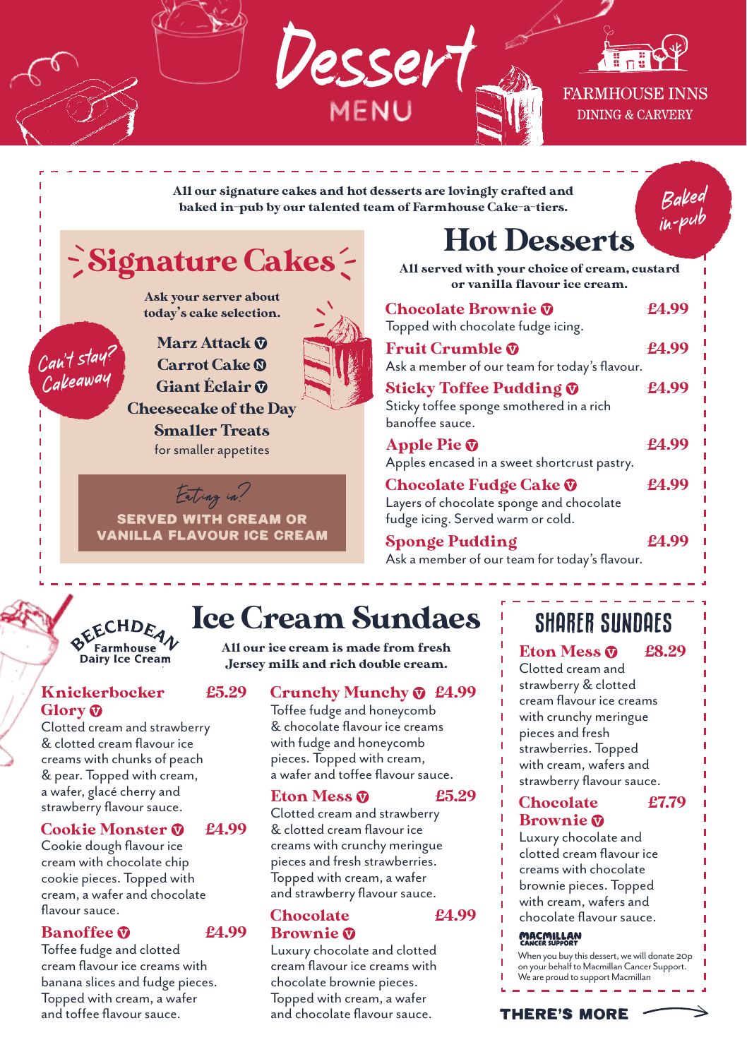# Dessert MENU

FARMHOUSE INNS
DINING & CARVERY

**All our signature cakes and hot desserts are lovingly crafted and baked in-pub by our talented team of Farmhouse Cake-a-tiers.**

*Baked in-pub*

## Signature Cakes

**Ask your server about today's cake selection.**

*Can't stay? Cakeaway*

- **Marz Attack** (V)
- **Carrot Cake** (N)
- **Giant Éclair** (V)
- **Cheesecake of the Day**
- **Smaller Treats**
  for smaller appetites

*Eating in?*
**SERVED WITH CREAM OR VANILLA FLAVOUR ICE CREAM**

## Hot Desserts

**All served with your choice of cream, custard or vanilla flavour ice cream.**

**Chocolate Brownie** (V) — **£4.99**
Topped with chocolate fudge icing.

**Fruit Crumble** (V) — **£4.99**
Ask a member of our team for today's flavour.

**Sticky Toffee Pudding** (V) — **£4.99**
Sticky toffee sponge smothered in a rich banoffee sauce.

**Apple Pie** (V) — **£4.99**
Apples encased in a sweet shortcrust pastry.

**Chocolate Fudge Cake** (V) — **£4.99**
Layers of chocolate sponge and chocolate fudge icing. Served warm or cold.

**Sponge Pudding** — **£4.99**
Ask a member of our team for today's flavour.

## Ice Cream Sundaes

BEECHDEAN Farmhouse Dairy Ice Cream

**All our ice cream is made from fresh Jersey milk and rich double cream.**

**Knickerbocker Glory** (V) — **£5.29**
Clotted cream and strawberry & clotted cream flavour ice creams with chunks of peach & pear. Topped with cream, a wafer, glacé cherry and strawberry flavour sauce.

**Cookie Monster** (V) — **£4.99**
Cookie dough flavour ice cream with chocolate chip cookie pieces. Topped with cream, a wafer and chocolate flavour sauce.

**Banoffee** (V) — **£4.99**
Toffee fudge and clotted cream flavour ice creams with banana slices and fudge pieces. Topped with cream, a wafer and toffee flavour sauce.

**Crunchy Munchy** (V) — **£4.99**
Toffee fudge and honeycomb & chocolate flavour ice creams with fudge and honeycomb pieces. Topped with cream, a wafer and toffee flavour sauce.

**Eton Mess** (V) — **£5.29**
Clotted cream and strawberry & clotted cream flavour ice creams with crunchy meringue pieces and fresh strawberries. Topped with cream, a wafer and strawberry flavour sauce.

**Chocolate Brownie** (V) — **£4.99**
Luxury chocolate and clotted cream flavour ice creams with chocolate brownie pieces. Topped with cream, a wafer and chocolate flavour sauce.

## SHARER SUNDAES

**Eton Mess** (V) — **£8.29**
Clotted cream and strawberry & clotted cream flavour ice creams with crunchy meringue pieces and fresh strawberries. Topped with cream, wafers and strawberry flavour sauce.

**Chocolate Brownie** (V) — **£7.79**
Luxury chocolate and clotted cream flavour ice creams with chocolate brownie pieces. Topped with cream, wafers and chocolate flavour sauce.

MACMILLAN CANCER SUPPORT
When you buy this dessert, we will donate 20p on your behalf to Macmillan Cancer Support. We are proud to support Macmillan

**THERE'S MORE** →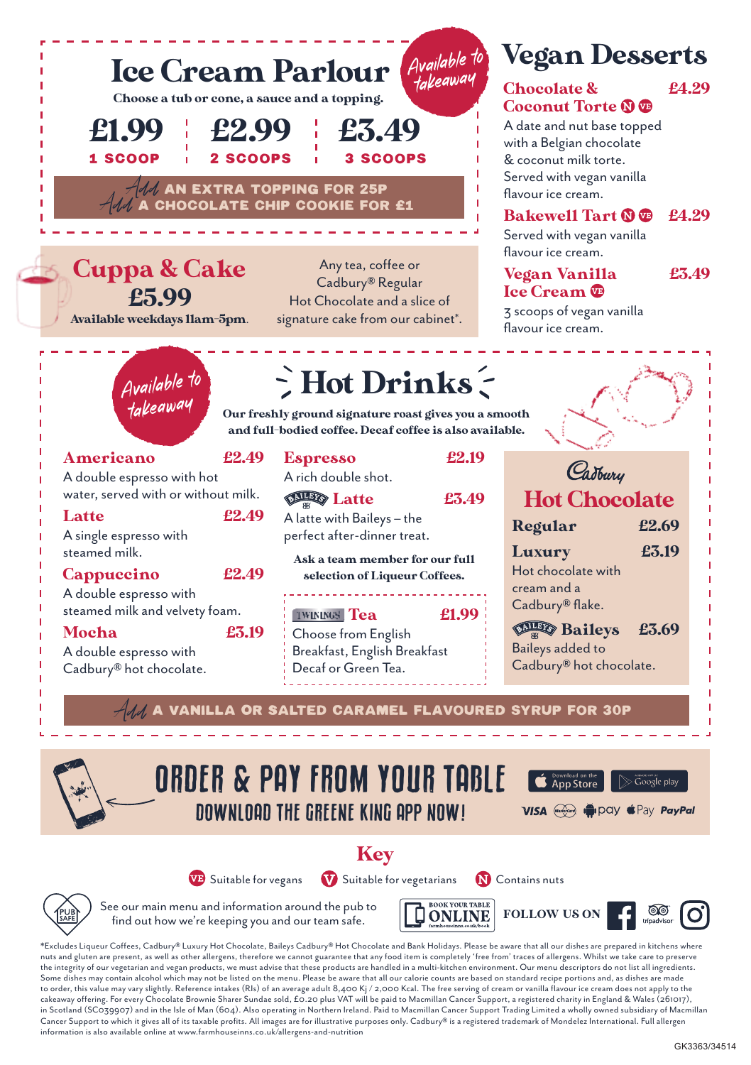# Ice Cream Parlour

*Available to takeaway*

**Choose a tub or cone, a sauce and a topping.**

| £1.99 | £2.99 | £3.49 |
|---|---|---|
| 1 SCOOP | 2 SCOOPS | 3 SCOOPS |

*Add* AN EXTRA TOPPING FOR 25P
*Add* A CHOCOLATE CHIP COOKIE FOR £1

## Cuppa & Cake

**£5.99**

**Available weekdays 11am-5pm.**

Any tea, coffee or Cadbury® Regular Hot Chocolate and a slice of signature cake from our cabinet*.

# Vegan Desserts

**Chocolate & Coconut Torte** N VE — **£4.29**

A date and nut base topped with a Belgian chocolate & coconut milk torte. Served with vegan vanilla flavour ice cream.

**Bakewell Tart** N VE — **£4.29**

Served with vegan vanilla flavour ice cream.

**Vegan Vanilla Ice Cream** VE — **£3.49**

3 scoops of vegan vanilla flavour ice cream.

# Hot Drinks

*Available to takeaway*

**Our freshly ground signature roast gives you a smooth and full-bodied coffee. Decaf coffee is also available.**

**Americano** — **£2.49**

A double espresso with hot water, served with or without milk.

**Latte** — **£2.49**

A single espresso with steamed milk.

**Cappuccino** — **£2.49**

A double espresso with steamed milk and velvety foam.

**Mocha** — **£3.19**

A double espresso with Cadbury® hot chocolate.

**Espresso** — **£2.19**

A rich double shot.

**Baileys Latte** — **£3.49**

A latte with Baileys – the perfect after-dinner treat.

**Ask a team member for our full selection of Liqueur Coffees.**

**Twinings Tea** — **£1.99**

Choose from English Breakfast, English Breakfast Decaf or Green Tea.

## Cadbury Hot Chocolate

**Regular** — **£2.69**

**Luxury** — **£3.19**

Hot chocolate with cream and a Cadbury® flake.

**Baileys** — **£3.69**

Baileys added to Cadbury® hot chocolate.

*Add* A VANILLA OR SALTED CARAMEL FLAVOURED SYRUP FOR 30P

## ORDER & PAY FROM YOUR TABLE

DOWNLOAD THE GREENE KING APP NOW!

Download on the App Store | Google play

VISA | MasterCard | Android Pay | Apple Pay | PayPal

## Key

VE Suitable for vegans | V Suitable for vegetarians | N Contains nuts

PUB SAFE — See our main menu and information around the pub to find out how we're keeping you and our team safe.

BOOK YOUR TABLE ONLINE farmhouseinns.co.uk/book

FOLLOW US ON

*Excludes Liqueur Coffees, Cadbury® Luxury Hot Chocolate, Baileys Cadbury® Hot Chocolate and Bank Holidays. Please be aware that all our dishes are prepared in kitchens where nuts and gluten are present, as well as other allergens, therefore we cannot guarantee that any food item is completely 'free from' traces of allergens. Whilst we take care to preserve the integrity of our vegetarian and vegan products, we must advise that these products are handled in a multi-kitchen environment. Our menu descriptors do not list all ingredients. Some dishes may contain alcohol which may not be listed on the menu. Please be aware that all our calorie counts are based on standard recipe portions and, as dishes are made to order, this value may vary slightly. Reference intakes (RIs) of an average adult 8,400 Kj / 2,000 Kcal. The free serving of cream or vanilla flavour ice cream does not apply to the cakeaway offering. For every Chocolate Brownie Sharer Sundae sold, £0.20 plus VAT will be paid to Macmillan Cancer Support, a registered charity in England & Wales (261017), in Scotland (SC039907) and in the Isle of Man (604). Also operating in Northern Ireland. Paid to Macmillan Cancer Support Trading Limited a wholly owned subsidiary of Macmillan Cancer Support to which it gives all of its taxable profits. All images are for illustrative purposes only. Cadbury® is a registered trademark of Mondelez International. Full allergen information is also available online at www.farmhouseinns.co.uk/allergens-and-nutrition

GK3363/34514